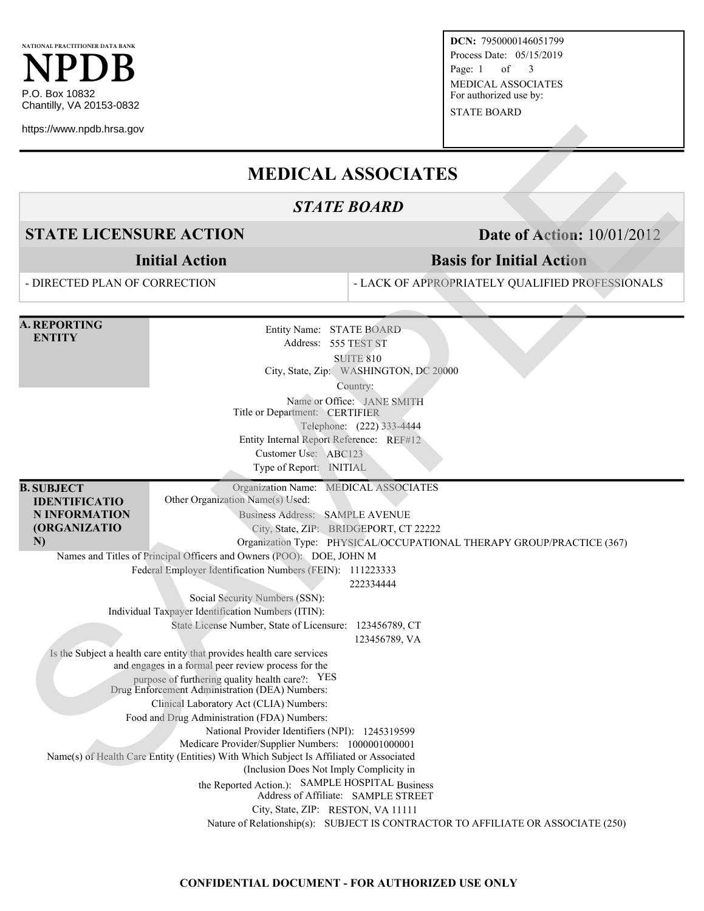NATIONAL PRACTITIONER DATA BANK

# NPDB

P.O. Box 10832
Chantilly, VA 20153-0832

https://www.npdb.hrsa.gov

**DCN:** 7950000146051799
Process Date: 05/15/2019
MEDICAL ASSOCIATES
For authorized use by:
STATE BOARD

# MEDICAL ASSOCIATES

## *STATE BOARD*

## STATE LICENSURE ACTION — Date of Action: 10/01/2012

| Initial Action | Basis for Initial Action |
|---|---|
| - DIRECTED PLAN OF CORRECTION | - LACK OF APPROPRIATELY QUALIFIED PROFESSIONALS |

### A. REPORTING ENTITY

Entity Name: STATE BOARD
Address: 555 TEST ST
SUITE 810
City, State, Zip: WASHINGTON, DC 20000
Country:
Name or Office: JANE SMITH
Title or Department: CERTIFIER
Telephone: (222) 333-4444
Entity Internal Report Reference: REF#12
Customer Use: ABC123
Type of Report: INITIAL

### B. SUBJECT IDENTIFICATION INFORMATION (ORGANIZATION)

Organization Name: MEDICAL ASSOCIATES
Other Organization Name(s) Used:
Business Address: SAMPLE AVENUE
City, State, ZIP: BRIDGEPORT, CT 22222
Organization Type: PHYSICAL/OCCUPATIONAL THERAPY GROUP/PRACTICE (367)
Names and Titles of Principal Officers and Owners (POO): DOE, JOHN M
Federal Employer Identification Numbers (FEIN): 111223333
222334444
Social Security Numbers (SSN):
Individual Taxpayer Identification Numbers (ITIN):
State License Number, State of Licensure: 123456789, CT
123456789, VA
Is the Subject a health care entity that provides health care services and engages in a formal peer review process for the purpose of furthering quality health care?: YES
Drug Enforcement Administration (DEA) Numbers:
Clinical Laboratory Act (CLIA) Numbers:
Food and Drug Administration (FDA) Numbers:
National Provider Identifiers (NPI): 1245319599
Medicare Provider/Supplier Numbers: 1000001000001
Name(s) of Health Care Entity (Entities) With Which Subject Is Affiliated or Associated (Inclusion Does Not Imply Complicity in the Reported Action.): SAMPLE HOSPITAL
Business Address of Affiliate: SAMPLE STREET
City, State, ZIP: RESTON, VA 11111
Nature of Relationship(s): SUBJECT IS CONTRACTOR TO AFFILIATE OR ASSOCIATE (250)

**CONFIDENTIAL DOCUMENT - FOR AUTHORIZED USE ONLY**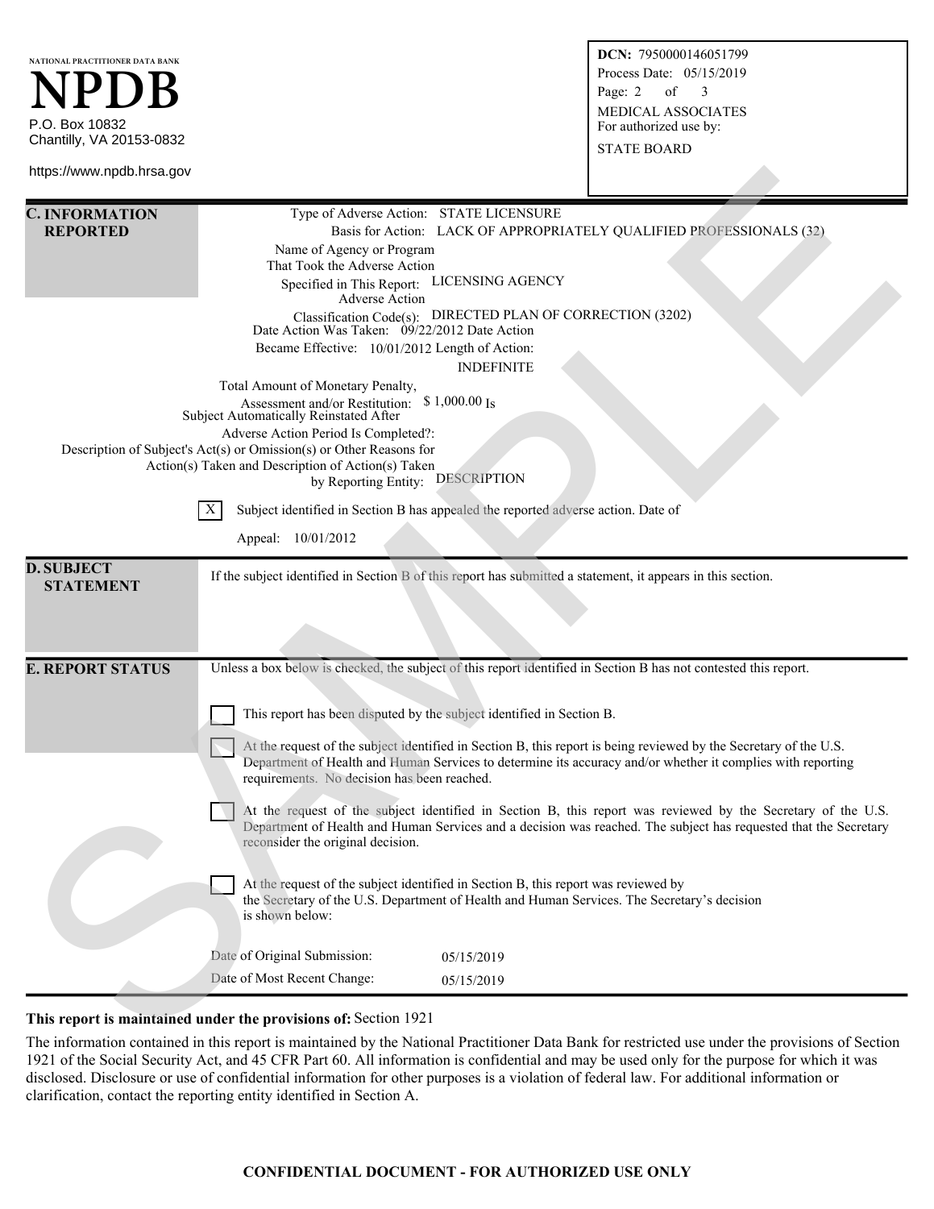NATIONAL PRACTITIONER DATA BANK

# NPDB

P.O. Box 10832
Chantilly, VA 20153-0832

https://www.npdb.hrsa.gov

**DCN:** 7950000146051799
Process Date: 05/15/2019
MEDICAL ASSOCIATES
For authorized use by:
STATE BOARD

## C. INFORMATION REPORTED

Type of Adverse Action: STATE LICENSURE

Basis for Action: LACK OF APPROPRIATELY QUALIFIED PROFESSIONALS (32)

Name of Agency or Program That Took the Adverse Action Specified in This Report: LICENSING AGENCY

Adverse Action Classification Code(s): DIRECTED PLAN OF CORRECTION (3202)

Date Action Was Taken: 09/22/2012

Date Action Became Effective: 10/01/2012

Length of Action: INDEFINITE

Total Amount of Monetary Penalty, Assessment and/or Restitution: $ 1,000.00

Is Subject Automatically Reinstated After Adverse Action Period Is Completed?:

Description of Subject's Act(s) or Omission(s) or Other Reasons for Action(s) Taken and Description of Action(s) Taken by Reporting Entity: DESCRIPTION

[X] Subject identified in Section B has appealed the reported adverse action. Date of Appeal: 10/01/2012

## D. SUBJECT STATEMENT

If the subject identified in Section B of this report has submitted a statement, it appears in this section.

## E. REPORT STATUS

Unless a box below is checked, the subject of this report identified in Section B has not contested this report.

[ ] This report has been disputed by the subject identified in Section B.

[ ] At the request of the subject identified in Section B, this report is being reviewed by the Secretary of the U.S. Department of Health and Human Services to determine its accuracy and/or whether it complies with reporting requirements. No decision has been reached.

[ ] At the request of the subject identified in Section B, this report was reviewed by the Secretary of the U.S. Department of Health and Human Services and a decision was reached. The subject has requested that the Secretary reconsider the original decision.

[ ] At the request of the subject identified in Section B, this report was reviewed by the Secretary of the U.S. Department of Health and Human Services. The Secretary's decision is shown below:

Date of Original Submission: 05/15/2019

Date of Most Recent Change: 05/15/2019

**This report is maintained under the provisions of:** Section 1921

The information contained in this report is maintained by the National Practitioner Data Bank for restricted use under the provisions of Section 1921 of the Social Security Act, and 45 CFR Part 60. All information is confidential and may be used only for the purpose for which it was disclosed. Disclosure or use of confidential information for other purposes is a violation of federal law. For additional information or clarification, contact the reporting entity identified in Section A.

**CONFIDENTIAL DOCUMENT - FOR AUTHORIZED USE ONLY**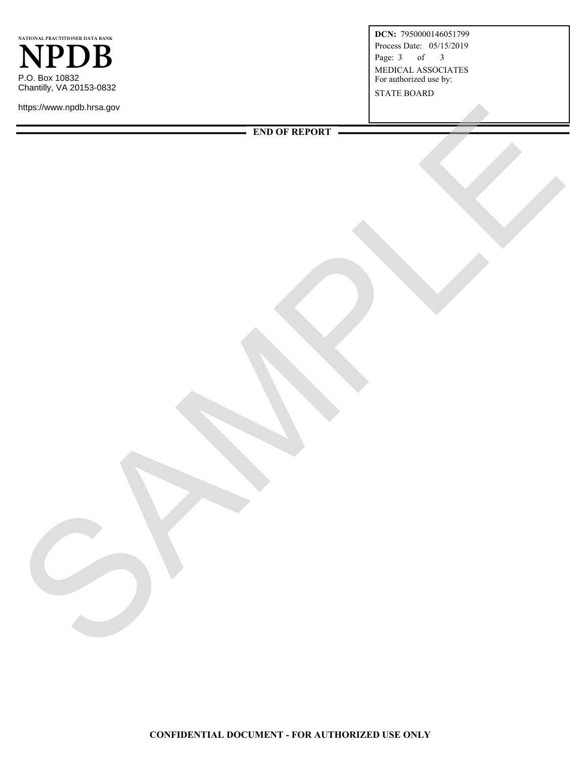NATIONAL PRACTITIONER DATA BANK

# NPDB

P.O. Box 10832
Chantilly, VA 20153-0832

https://www.npdb.hrsa.gov

**DCN:** 7950000146051799
Process Date: 05/15/2019
MEDICAL ASSOCIATES
For authorized use by:
STATE BOARD

**END OF REPORT**

**CONFIDENTIAL DOCUMENT - FOR AUTHORIZED USE ONLY**